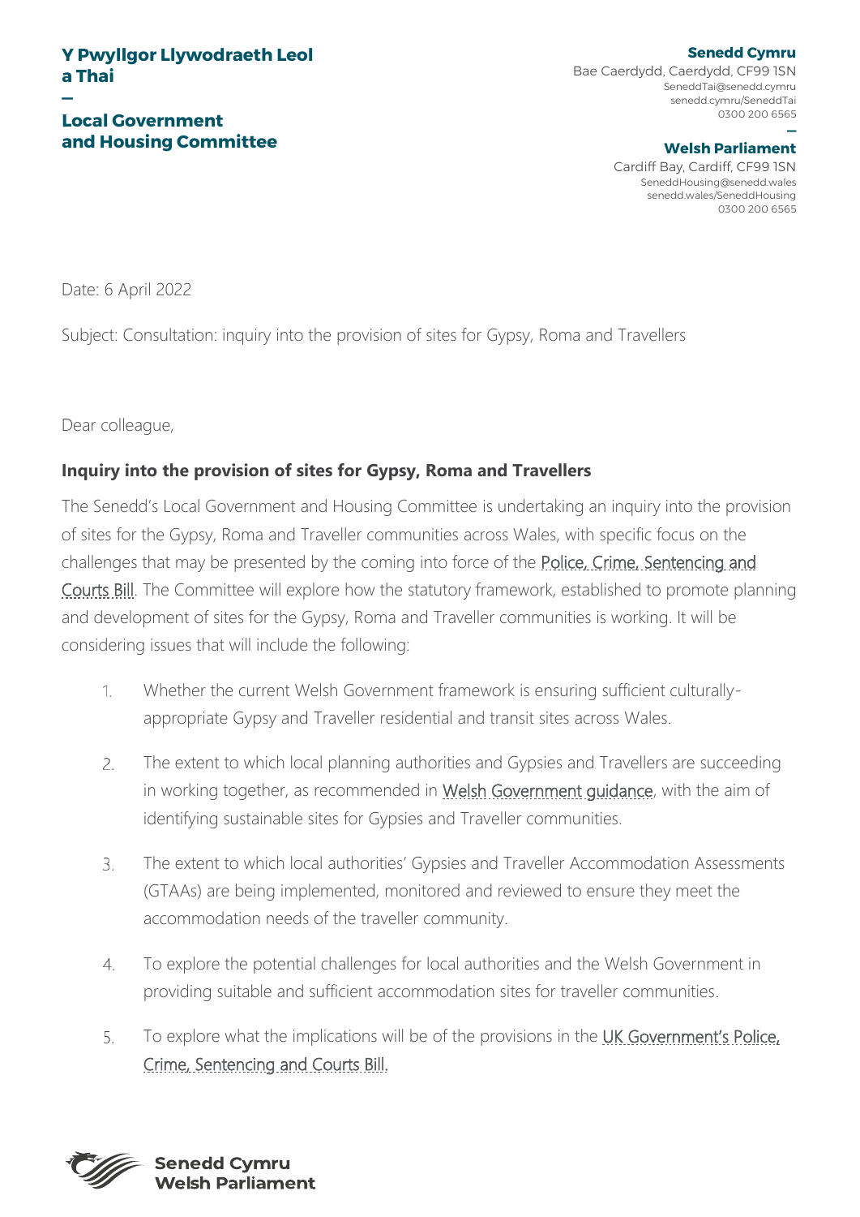**Y Pwyllgor Llywodraeth Leol a Thai**

—

**Local Government and Housing Committee**

**Senedd Cymru**
Bae Caerdydd, Caerdydd, CF99 1SN
SeneddTai@senedd.cymru
senedd.cymru/SeneddTai
0300 200 6565

—

**Welsh Parliament**
Cardiff Bay, Cardiff, CF99 1SN
SeneddHousing@senedd.wales
senedd.wales/SeneddHousing
0300 200 6565

Date: 6 April 2022

Subject: Consultation: inquiry into the provision of sites for Gypsy, Roma and Travellers

Dear colleague,

**Inquiry into the provision of sites for Gypsy, Roma and Travellers**

The Senedd's Local Government and Housing Committee is undertaking an inquiry into the provision of sites for the Gypsy, Roma and Traveller communities across Wales, with specific focus on the challenges that may be presented by the coming into force of the Police, Crime, Sentencing and Courts Bill. The Committee will explore how the statutory framework, established to promote planning and development of sites for the Gypsy, Roma and Traveller communities is working. It will be considering issues that will include the following:

1. Whether the current Welsh Government framework is ensuring sufficient culturally-appropriate Gypsy and Traveller residential and transit sites across Wales.
2. The extent to which local planning authorities and Gypsies and Travellers are succeeding in working together, as recommended in Welsh Government guidance, with the aim of identifying sustainable sites for Gypsies and Traveller communities.
3. The extent to which local authorities' Gypsies and Traveller Accommodation Assessments (GTAAs) are being implemented, monitored and reviewed to ensure they meet the accommodation needs of the traveller community.
4. To explore the potential challenges for local authorities and the Welsh Government in providing suitable and sufficient accommodation sites for traveller communities.
5. To explore what the implications will be of the provisions in the UK Government's Police, Crime, Sentencing and Courts Bill.

**Senedd Cymru**
**Welsh Parliament**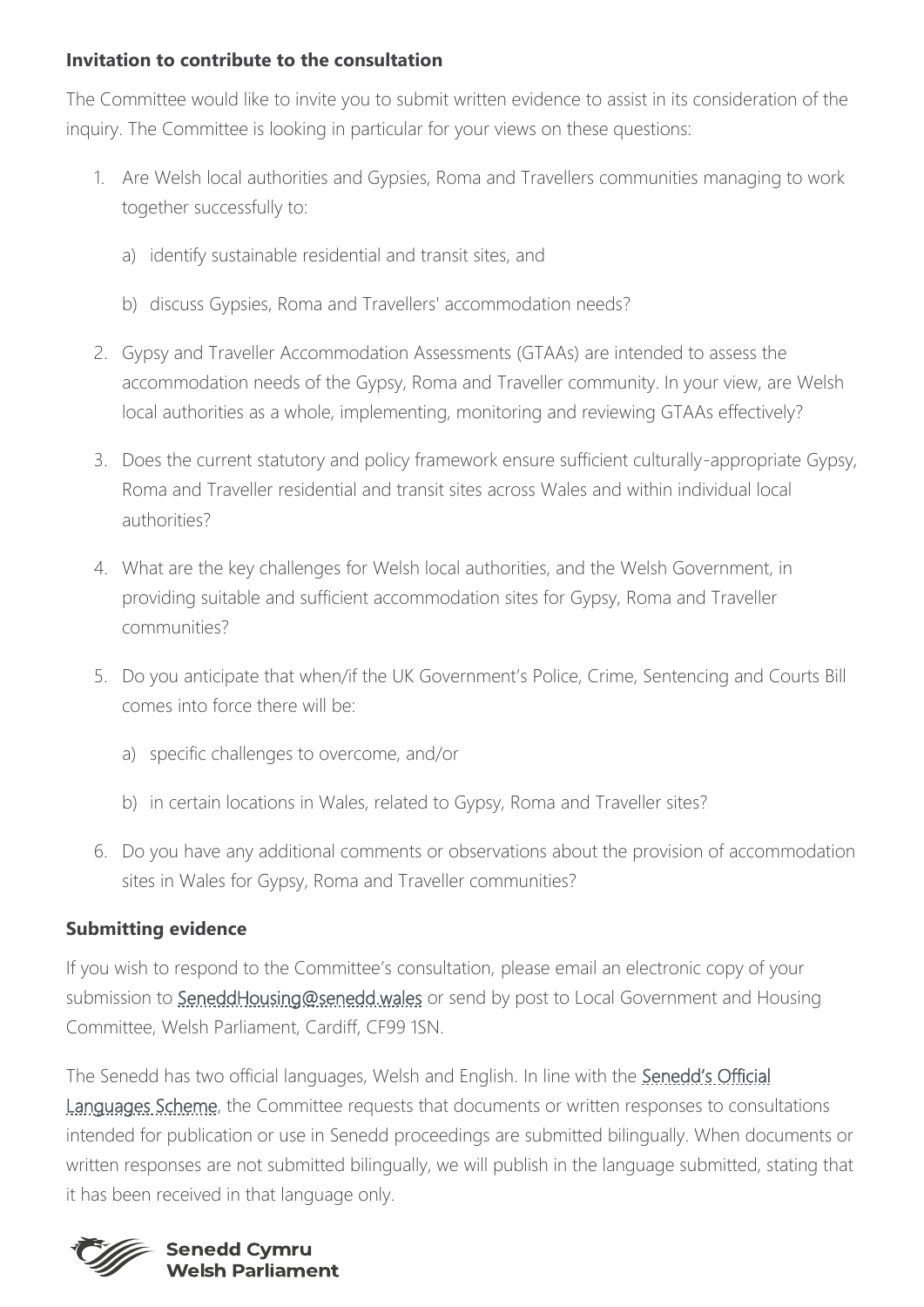**Invitation to contribute to the consultation**

The Committee would like to invite you to submit written evidence to assist in its consideration of the inquiry. The Committee is looking in particular for your views on these questions:

1. Are Welsh local authorities and Gypsies, Roma and Travellers communities managing to work together successfully to:

    a) identify sustainable residential and transit sites, and

    b) discuss Gypsies, Roma and Travellers' accommodation needs?

2. Gypsy and Traveller Accommodation Assessments (GTAAs) are intended to assess the accommodation needs of the Gypsy, Roma and Traveller community. In your view, are Welsh local authorities as a whole, implementing, monitoring and reviewing GTAAs effectively?

3. Does the current statutory and policy framework ensure sufficient culturally-appropriate Gypsy, Roma and Traveller residential and transit sites across Wales and within individual local authorities?

4. What are the key challenges for Welsh local authorities, and the Welsh Government, in providing suitable and sufficient accommodation sites for Gypsy, Roma and Traveller communities?

5. Do you anticipate that when/if the UK Government's Police, Crime, Sentencing and Courts Bill comes into force there will be:

    a) specific challenges to overcome, and/or

    b) in certain locations in Wales, related to Gypsy, Roma and Traveller sites?

6. Do you have any additional comments or observations about the provision of accommodation sites in Wales for Gypsy, Roma and Traveller communities?

**Submitting evidence**

If you wish to respond to the Committee's consultation, please email an electronic copy of your submission to SeneddHousing@senedd.wales or send by post to Local Government and Housing Committee, Welsh Parliament, Cardiff, CF99 1SN.

The Senedd has two official languages, Welsh and English. In line with the Senedd's Official Languages Scheme, the Committee requests that documents or written responses to consultations intended for publication or use in Senedd proceedings are submitted bilingually. When documents or written responses are not submitted bilingually, we will publish in the language submitted, stating that it has been received in that language only.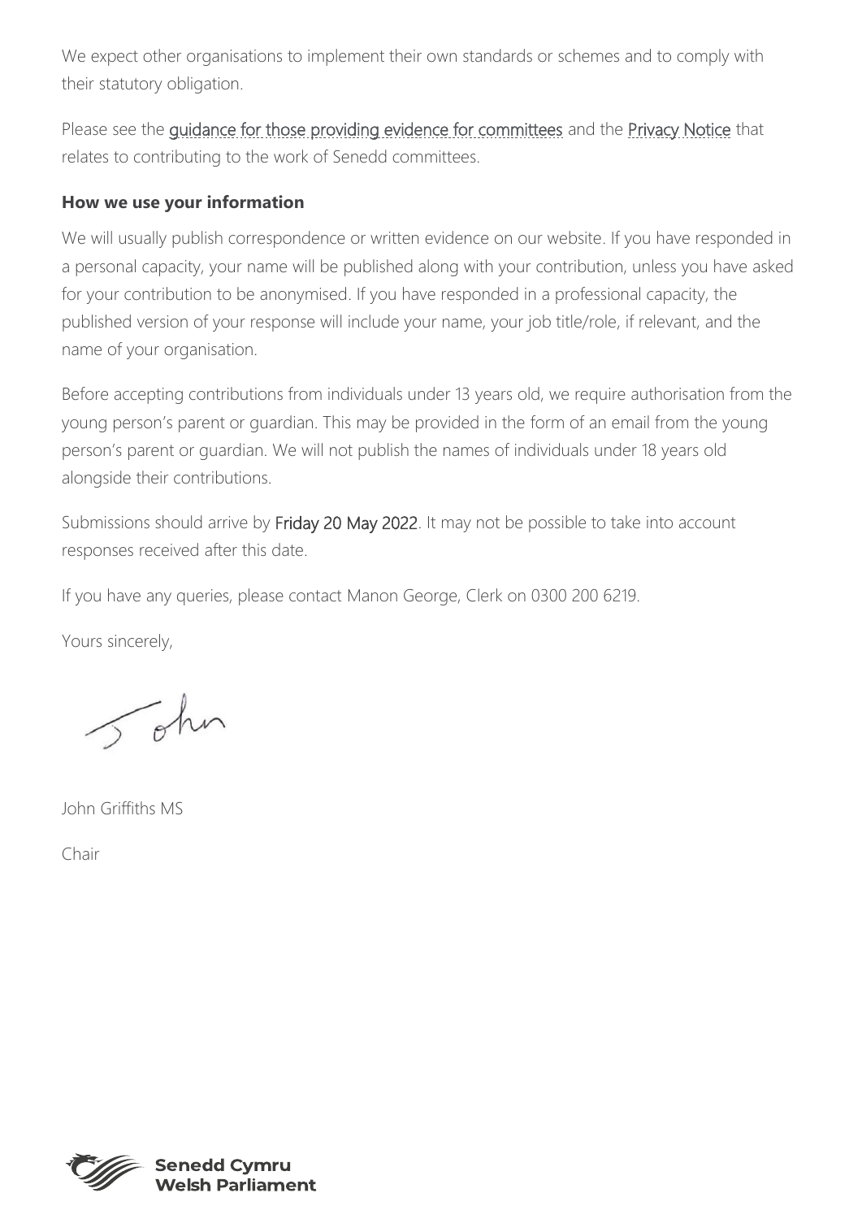We expect other organisations to implement their own standards or schemes and to comply with their statutory obligation.

Please see the guidance for those providing evidence for committees and the Privacy Notice that relates to contributing to the work of Senedd committees.

**How we use your information**

We will usually publish correspondence or written evidence on our website. If you have responded in a personal capacity, your name will be published along with your contribution, unless you have asked for your contribution to be anonymised. If you have responded in a professional capacity, the published version of your response will include your name, your job title/role, if relevant, and the name of your organisation.

Before accepting contributions from individuals under 13 years old, we require authorisation from the young person's parent or guardian. This may be provided in the form of an email from the young person's parent or guardian. We will not publish the names of individuals under 18 years old alongside their contributions.

Submissions should arrive by Friday 20 May 2022. It may not be possible to take into account responses received after this date.

If you have any queries, please contact Manon George, Clerk on 0300 200 6219.

Yours sincerely,

John

John Griffiths MS

Chair

Senedd Cymru
Welsh Parliament